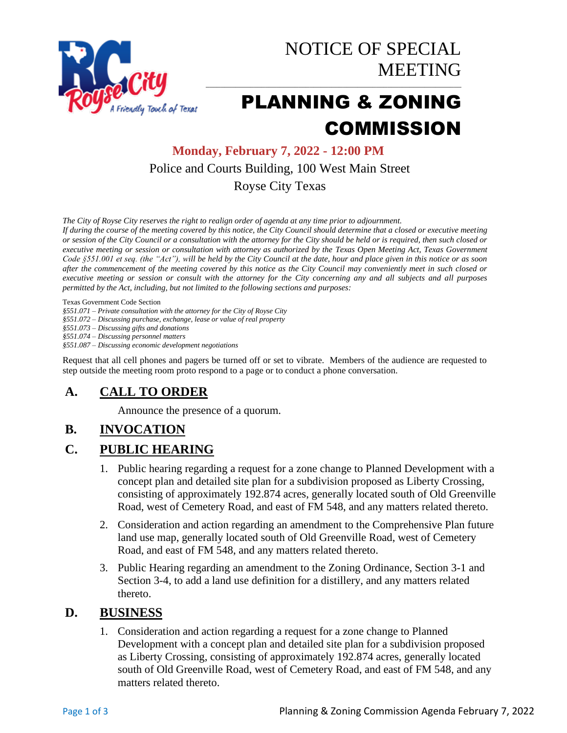# NOTICE OF SPECIAL MEETING

# PLANNING & ZONING COMMISSION

**Monday, February 7, 2022 - 12:00 PM**

Police and Courts Building, 100 West Main Street

Royse City Texas

*The City of Royse City reserves the right to realign order of agenda at any time prior to adjournment.*
*If during the course of the meeting covered by this notice, the City Council should determine that a closed or executive meeting or session of the City Council or a consultation with the attorney for the City should be held or is required, then such closed or executive meeting or session or consultation with attorney as authorized by the Texas Open Meeting Act, Texas Government Code §551.001 et seq. (the "Act"), will be held by the City Council at the date, hour and place given in this notice or as soon after the commencement of the meeting covered by this notice as the City Council may conveniently meet in such closed or executive meeting or session or consult with the attorney for the City concerning any and all subjects and all purposes permitted by the Act, including, but not limited to the following sections and purposes:*

Texas Government Code Section
*§551.071 – Private consultation with the attorney for the City of Royse City*
*§551.072 – Discussing purchase, exchange, lease or value of real property*
*§551.073 – Discussing gifts and donations*
*§551.074 – Discussing personnel matters*
*§551.087 – Discussing economic development negotiations*

Request that all cell phones and pagers be turned off or set to vibrate. Members of the audience are requested to step outside the meeting room proto respond to a page or to conduct a phone conversation.

## A. CALL TO ORDER

Announce the presence of a quorum.

## B. INVOCATION

## C. PUBLIC HEARING

1. Public hearing regarding a request for a zone change to Planned Development with a concept plan and detailed site plan for a subdivision proposed as Liberty Crossing, consisting of approximately 192.874 acres, generally located south of Old Greenville Road, west of Cemetery Road, and east of FM 548, and any matters related thereto.
2. Consideration and action regarding an amendment to the Comprehensive Plan future land use map, generally located south of Old Greenville Road, west of Cemetery Road, and east of FM 548, and any matters related thereto.
3. Public Hearing regarding an amendment to the Zoning Ordinance, Section 3-1 and Section 3-4, to add a land use definition for a distillery, and any matters related thereto.

## D. BUSINESS

1. Consideration and action regarding a request for a zone change to Planned Development with a concept plan and detailed site plan for a subdivision proposed as Liberty Crossing, consisting of approximately 192.874 acres, generally located south of Old Greenville Road, west of Cemetery Road, and east of FM 548, and any matters related thereto.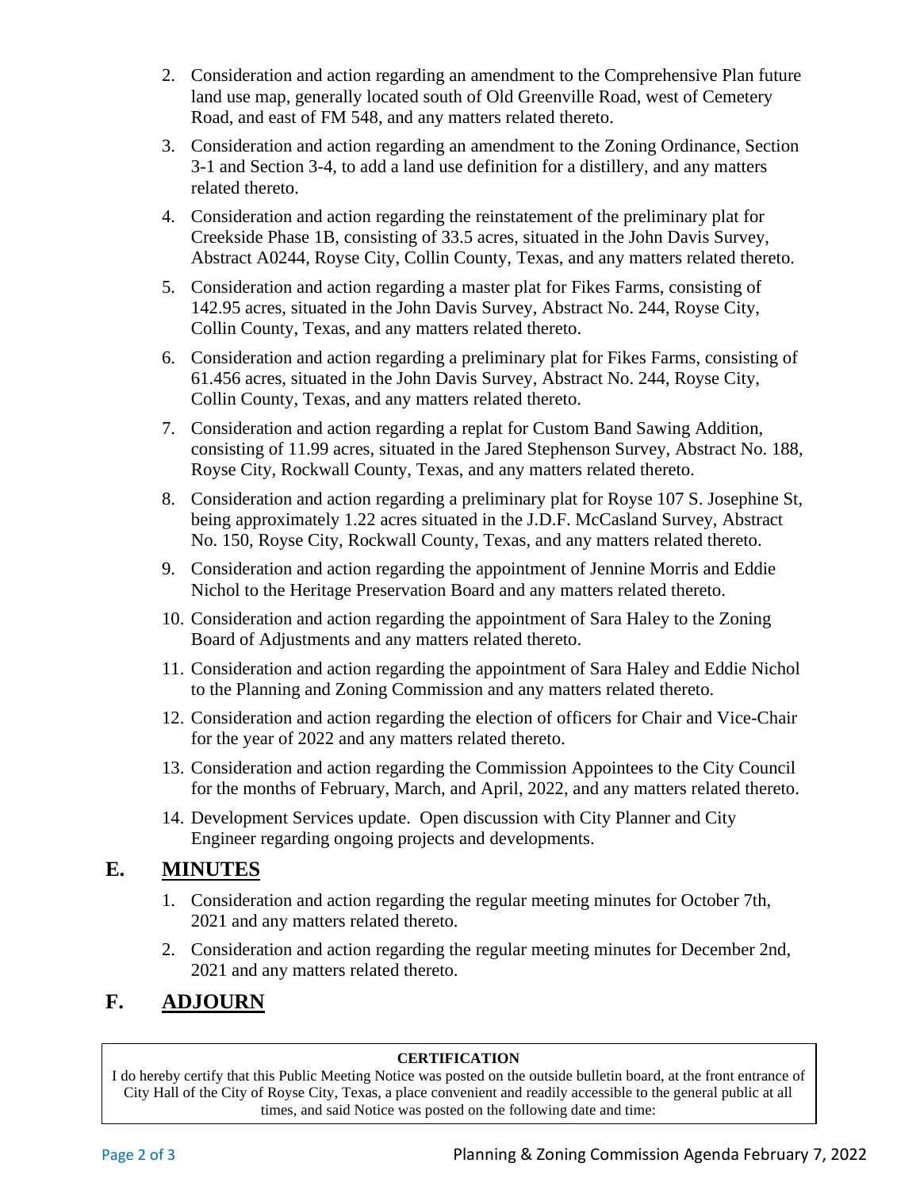2. Consideration and action regarding an amendment to the Comprehensive Plan future land use map, generally located south of Old Greenville Road, west of Cemetery Road, and east of FM 548, and any matters related thereto.
3. Consideration and action regarding an amendment to the Zoning Ordinance, Section 3-1 and Section 3-4, to add a land use definition for a distillery, and any matters related thereto.
4. Consideration and action regarding the reinstatement of the preliminary plat for Creekside Phase 1B, consisting of 33.5 acres, situated in the John Davis Survey, Abstract A0244, Royse City, Collin County, Texas, and any matters related thereto.
5. Consideration and action regarding a master plat for Fikes Farms, consisting of 142.95 acres, situated in the John Davis Survey, Abstract No. 244, Royse City, Collin County, Texas, and any matters related thereto.
6. Consideration and action regarding a preliminary plat for Fikes Farms, consisting of 61.456 acres, situated in the John Davis Survey, Abstract No. 244, Royse City, Collin County, Texas, and any matters related thereto.
7. Consideration and action regarding a replat for Custom Band Sawing Addition, consisting of 11.99 acres, situated in the Jared Stephenson Survey, Abstract No. 188, Royse City, Rockwall County, Texas, and any matters related thereto.
8. Consideration and action regarding a preliminary plat for Royse 107 S. Josephine St, being approximately 1.22 acres situated in the J.D.F. McCasland Survey, Abstract No. 150, Royse City, Rockwall County, Texas, and any matters related thereto.
9. Consideration and action regarding the appointment of Jennine Morris and Eddie Nichol to the Heritage Preservation Board and any matters related thereto.
10. Consideration and action regarding the appointment of Sara Haley to the Zoning Board of Adjustments and any matters related thereto.
11. Consideration and action regarding the appointment of Sara Haley and Eddie Nichol to the Planning and Zoning Commission and any matters related thereto.
12. Consideration and action regarding the election of officers for Chair and Vice-Chair for the year of 2022 and any matters related thereto.
13. Consideration and action regarding the Commission Appointees to the City Council for the months of February, March, and April, 2022, and any matters related thereto.
14. Development Services update. Open discussion with City Planner and City Engineer regarding ongoing projects and developments.

## E. MINUTES

1. Consideration and action regarding the regular meeting minutes for October 7th, 2021 and any matters related thereto.
2. Consideration and action regarding the regular meeting minutes for December 2nd, 2021 and any matters related thereto.

## F. ADJOURN

**CERTIFICATION**

I do hereby certify that this Public Meeting Notice was posted on the outside bulletin board, at the front entrance of City Hall of the City of Royse City, Texas, a place convenient and readily accessible to the general public at all times, and said Notice was posted on the following date and time: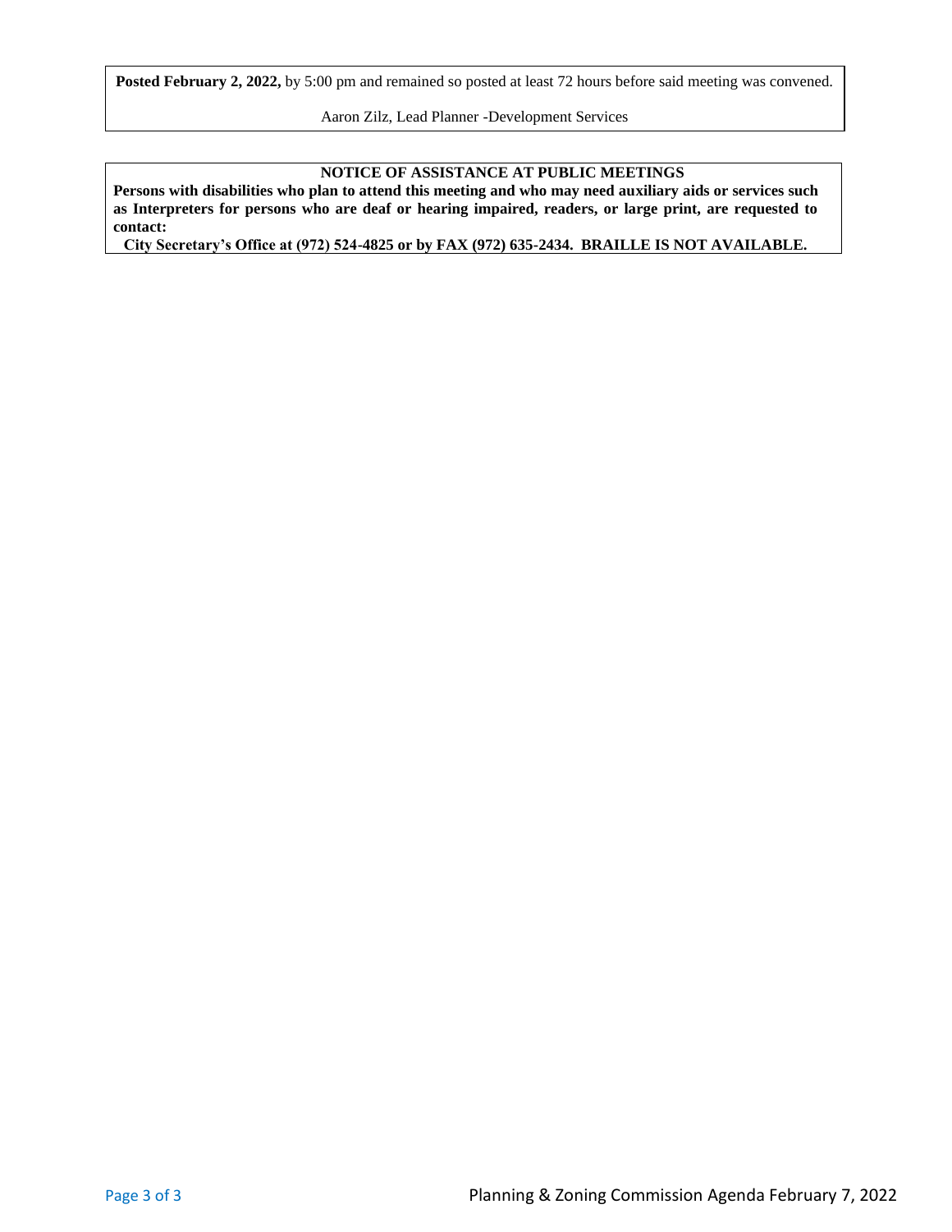**Posted February 2, 2022,** by 5:00 pm and remained so posted at least 72 hours before said meeting was convened.

Aaron Zilz, Lead Planner -Development Services

**NOTICE OF ASSISTANCE AT PUBLIC MEETINGS**

**Persons with disabilities who plan to attend this meeting and who may need auxiliary aids or services such as Interpreters for persons who are deaf or hearing impaired, readers, or large print, are requested to contact:**

**City Secretary's Office at (972) 524-4825 or by FAX (972) 635-2434. BRAILLE IS NOT AVAILABLE.**